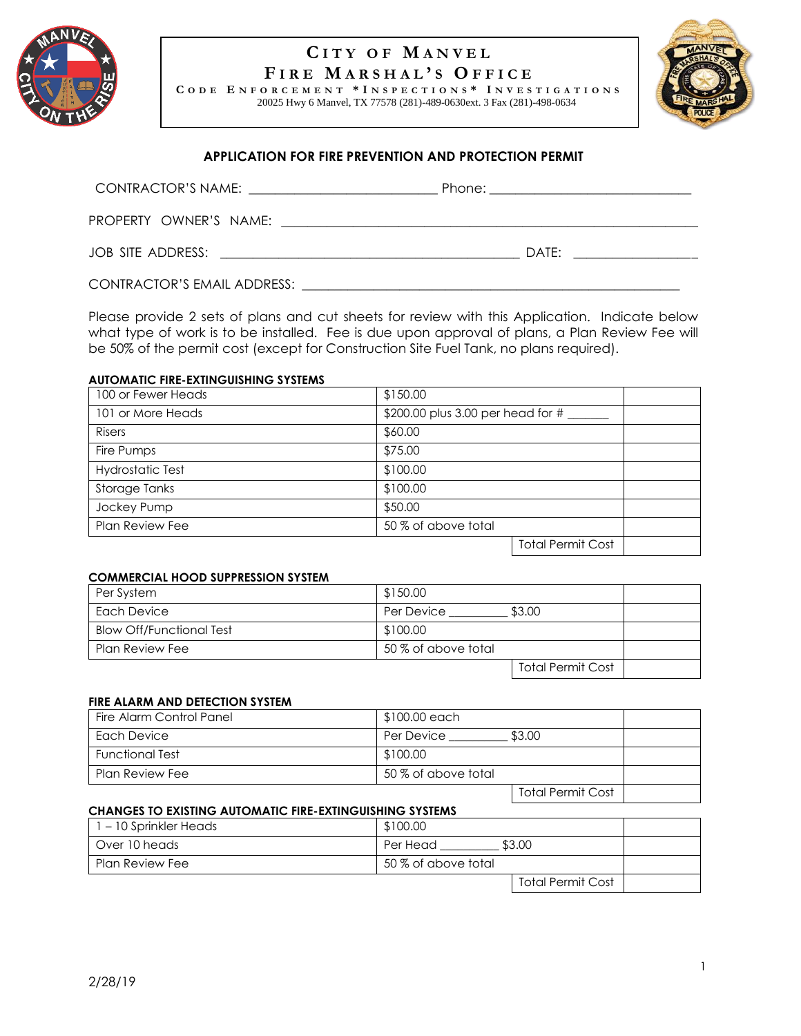# CITY OF MANVEL

## FIRE MARSHAL'S OFFICE

CODE ENFORCEMENT *INSPECTIONS* INVESTIGATIONS

20025 Hwy 6 Manvel, TX 77578 (281)-489-0630ext. 3 Fax (281)-498-0634

### APPLICATION FOR FIRE PREVENTION AND PROTECTION PERMIT

CONTRACTOR'S NAME: ___________________________ Phone: _____________________________

PROPERTY OWNER'S NAME: ____________________________________________________________

JOB SITE ADDRESS: ___________________________________________ DATE: __________________

CONTRACTOR'S EMAIL ADDRESS: _______________________________________________________

Please provide 2 sets of plans and cut sheets for review with this Application. Indicate below what type of work is to be installed. Fee is due upon approval of plans, a Plan Review Fee will be 50% of the permit cost (except for Construction Site Fuel Tank, no plans required).

**AUTOMATIC FIRE-EXTINGUISHING SYSTEMS**

| | | |
|---|---|---|
| 100 or Fewer Heads | $150.00 | |
| 101 or More Heads | $200.00 plus 3.00 per head for # _______ | |
| Risers | $60.00 | |
| Fire Pumps | $75.00 | |
| Hydrostatic Test | $100.00 | |
| Storage Tanks | $100.00 | |
| Jockey Pump | $50.00 | |
| Plan Review Fee | 50 % of above total | |
| | Total Permit Cost | |

**COMMERCIAL HOOD SUPPRESSION SYSTEM**

| | | |
|---|---|---|
| Per System | $150.00 | |
| Each Device | Per Device _________ $3.00 | |
| Blow Off/Functional Test | $100.00 | |
| Plan Review Fee | 50 % of above total | |
| | Total Permit Cost | |

**FIRE ALARM AND DETECTION SYSTEM**

| | | |
|---|---|---|
| Fire Alarm Control Panel | $100.00 each | |
| Each Device | Per Device _________ $3.00 | |
| Functional Test | $100.00 | |
| Plan Review Fee | 50 % of above total | |
| | Total Permit Cost | |

**CHANGES TO EXISTING AUTOMATIC FIRE-EXTINGUISHING SYSTEMS**

| | | |
|---|---|---|
| 1 – 10 Sprinkler Heads | $100.00 | |
| Over 10 heads | Per Head _________ $3.00 | |
| Plan Review Fee | 50 % of above total | |
| | Total Permit Cost | |

2/28/19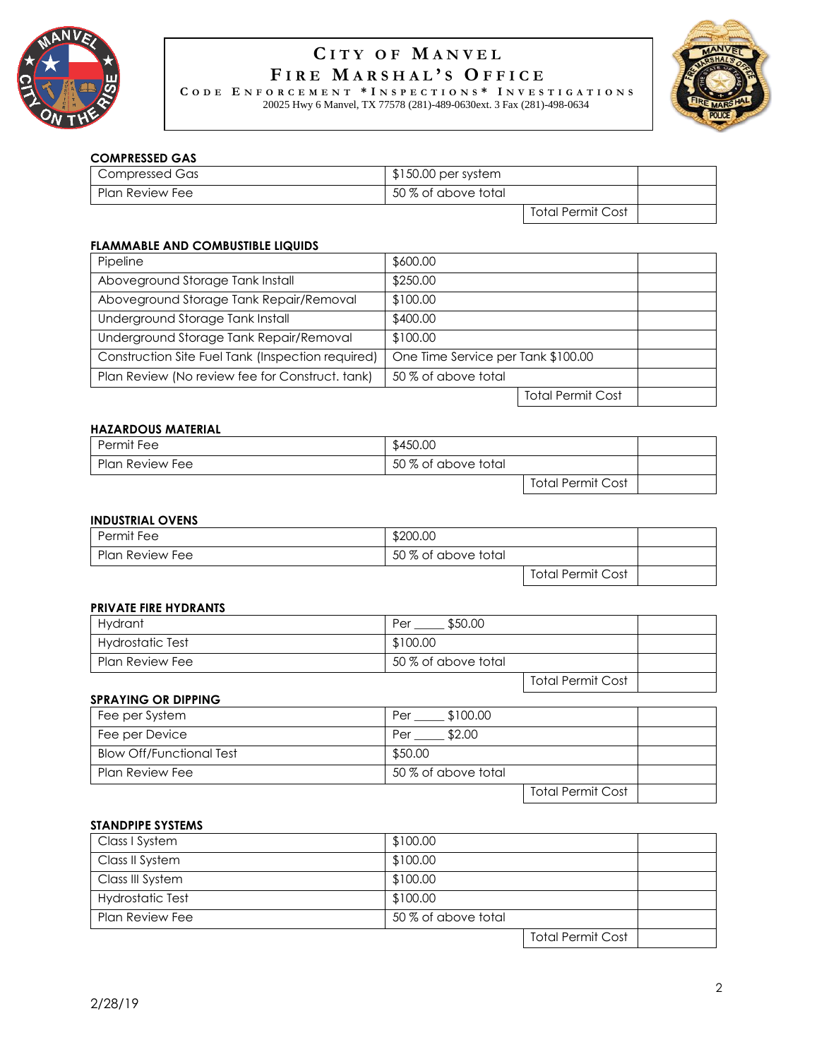# CITY OF MANVEL
## FIRE MARSHAL'S OFFICE
**CODE ENFORCEMENT *INSPECTIONS* INVESTIGATIONS**
20025 Hwy 6 Manvel, TX 77578 (281)-489-0630ext. 3 Fax (281)-498-0634

**COMPRESSED GAS**

| | | |
|---|---|---|
| Compressed Gas | $150.00 per system | |
| Plan Review Fee | 50 % of above total | |
| | Total Permit Cost | |

**FLAMMABLE AND COMBUSTIBLE LIQUIDS**

| | | |
|---|---|---|
| Pipeline | $600.00 | |
| Aboveground Storage Tank Install | $250.00 | |
| Aboveground Storage Tank Repair/Removal | $100.00 | |
| Underground Storage Tank Install | $400.00 | |
| Underground Storage Tank Repair/Removal | $100.00 | |
| Construction Site Fuel Tank (Inspection required) | One Time Service per Tank $100.00 | |
| Plan Review (No review fee for Construct. tank) | 50 % of above total | |
| | Total Permit Cost | |

**HAZARDOUS MATERIAL**

| | | |
|---|---|---|
| Permit Fee | $450.00 | |
| Plan Review Fee | 50 % of above total | |
| | Total Permit Cost | |

**INDUSTRIAL OVENS**

| | | |
|---|---|---|
| Permit Fee | $200.00 | |
| Plan Review Fee | 50 % of above total | |
| | Total Permit Cost | |

**PRIVATE FIRE HYDRANTS**

| | | |
|---|---|---|
| Hydrant | Per _____ $50.00 | |
| Hydrostatic Test | $100.00 | |
| Plan Review Fee | 50 % of above total | |
| | Total Permit Cost | |

**SPRAYING OR DIPPING**

| | | |
|---|---|---|
| Fee per System | Per _____ $100.00 | |
| Fee per Device | Per _____ $2.00 | |
| Blow Off/Functional Test | $50.00 | |
| Plan Review Fee | 50 % of above total | |
| | Total Permit Cost | |

**STANDPIPE SYSTEMS**

| | | |
|---|---|---|
| Class I System | $100.00 | |
| Class II System | $100.00 | |
| Class III System | $100.00 | |
| Hydrostatic Test | $100.00 | |
| Plan Review Fee | 50 % of above total | |
| | Total Permit Cost | |

2/28/19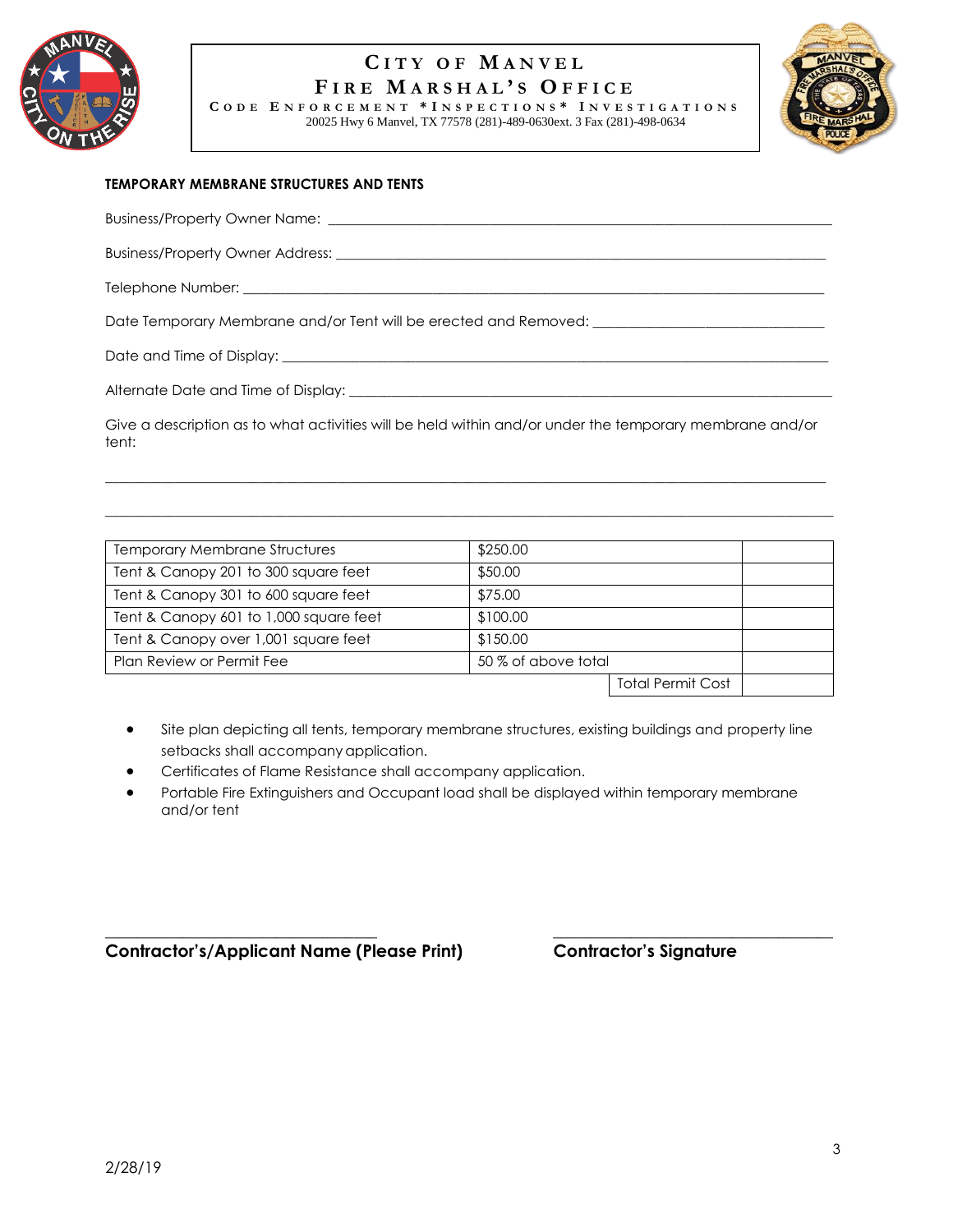# City of Manvel
## Fire Marshal's Office
**Code Enforcement *Inspections* Investigations**
20025 Hwy 6 Manvel, TX 77578 (281)-489-0630ext. 3 Fax (281)-498-0634

**TEMPORARY MEMBRANE STRUCTURES AND TENTS**

Business/Property Owner Name: ______________________________________________

Business/Property Owner Address: ______________________________________________

Telephone Number: ______________________________________________

Date Temporary Membrane and/or Tent will be erected and Removed: ______________________

Date and Time of Display: ______________________________________________

Alternate Date and Time of Display: ______________________________________________

Give a description as to what activities will be held within and/or under the temporary membrane and/or tent:

______________________________________________

______________________________________________

| | | | |
|---|---|---|---|
| Temporary Membrane Structures | $250.00 | | |
| Tent & Canopy 201 to 300 square feet | $50.00 | | |
| Tent & Canopy 301 to 600 square feet | $75.00 | | |
| Tent & Canopy 601 to 1,000 square feet | $100.00 | | |
| Tent & Canopy over 1,001 square feet | $150.00 | | |
| Plan Review or Permit Fee | 50 % of above total | | |
| | | Total Permit Cost | |

- Site plan depicting all tents, temporary membrane structures, existing buildings and property line setbacks shall accompany application.
- Certificates of Flame Resistance shall accompany application.
- Portable Fire Extinguishers and Occupant load shall be displayed within temporary membrane and/or tent

______________________________ ______________________________

**Contractor's/Applicant Name (Please Print)** **Contractor's Signature**

2/28/19